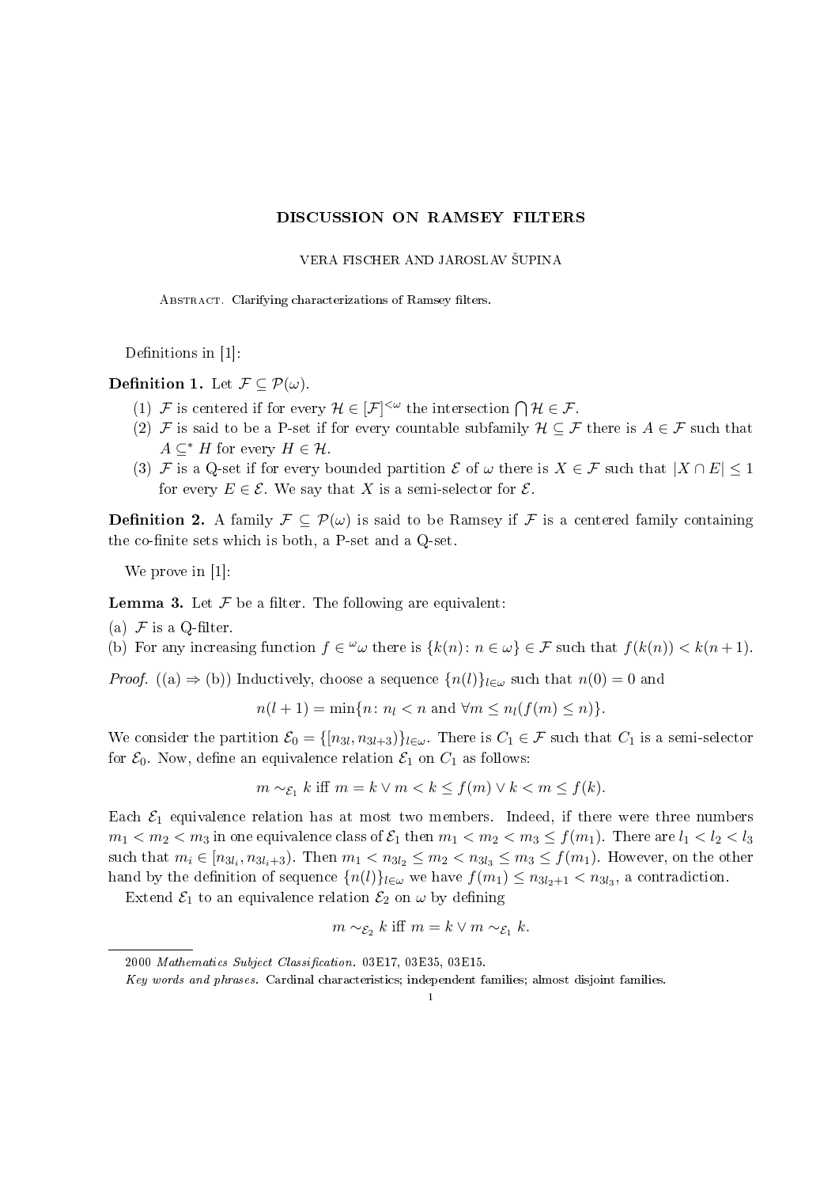# DISCUSSION ON RAMSEY FILTERS

VERA FISCHER AND JAROSLAV ŠUPINA

Abstract. Clarifying characterizations of Ramsey filters.

Definitions in [1]:

**Definition 1.** Let $\mathcal{F} \subseteq \mathcal{P}(\omega)$.

1. $\mathcal{F}$ is centered if for every $\mathcal{H} \in [\mathcal{F}]^{<\omega}$ the intersection $\bigcap \mathcal{H} \in \mathcal{F}$.
2. $\mathcal{F}$ is said to be a P-set if for every countable subfamily $\mathcal{H} \subseteq \mathcal{F}$ there is $A \in \mathcal{F}$ such that $A \subseteq^* H$ for every $H \in \mathcal{H}$.
3. $\mathcal{F}$ is a Q-set if for every bounded partition $\mathcal{E}$ of $\omega$ there is $X \in \mathcal{F}$ such that $|X \cap E| \leq 1$ for every $E \in \mathcal{E}$. We say that $X$ is a semi-selector for $\mathcal{E}$.

**Definition 2.** A family $\mathcal{F} \subseteq \mathcal{P}(\omega)$ is said to be Ramsey if $\mathcal{F}$ is a centered family containing the co-finite sets which is both, a P-set and a Q-set.

We prove in [1]:

**Lemma 3.** Let $\mathcal{F}$ be a filter. The following are equivalent:

(a) $\mathcal{F}$ is a Q-filter.
(b) For any increasing function $f \in {}^\omega\omega$ there is $\{k(n) : n \in \omega\} \in \mathcal{F}$ such that $f(k(n)) < k(n+1)$.

*Proof.* ((a) $\Rightarrow$ (b)) Inductively, choose a sequence $\{n(l)\}_{l\in\omega}$ such that $n(0) = 0$ and

$$n(l+1) = \min\{n : n_l < n \text{ and } \forall m \leq n_l (f(m) \leq n)\}.$$

We consider the partition $\mathcal{E}_0 = \{[n_{3l}, n_{3l+3})\}_{l\in\omega}$. There is $C_1 \in \mathcal{F}$ such that $C_1$ is a semi-selector for $\mathcal{E}_0$. Now, define an equivalence relation $\mathcal{E}_1$ on $C_1$ as follows:

$$m \sim_{\mathcal{E}_1} k \text{ iff } m = k \vee m < k \leq f(m) \vee k < m \leq f(k).$$

Each $\mathcal{E}_1$ equivalence relation has at most two members. Indeed, if there were three numbers $m_1 < m_2 < m_3$ in one equivalence class of $\mathcal{E}_1$ then $m_1 < m_2 < m_3 \leq f(m_1)$. There are $l_1 < l_2 < l_3$ such that $m_i \in [n_{3l_i}, n_{3l_i+3})$. Then $m_1 < n_{3l_2} \leq m_2 < n_{3l_3} \leq m_3 \leq f(m_1)$. However, on the other hand by the definition of sequence $\{n(l)\}_{l\in\omega}$ we have $f(m_1) \leq n_{3l_2+1} < n_{3l_3}$, a contradiction.

Extend $\mathcal{E}_1$ to an equivalence relation $\mathcal{E}_2$ on $\omega$ by defining

$$m \sim_{\mathcal{E}_2} k \text{ iff } m = k \vee m \sim_{\mathcal{E}_1} k.$$

---

2000 *Mathematics Subject Classification.* 03E17, 03E35, 03E15.

*Key words and phrases.* Cardinal characteristics; independent families; almost disjoint families.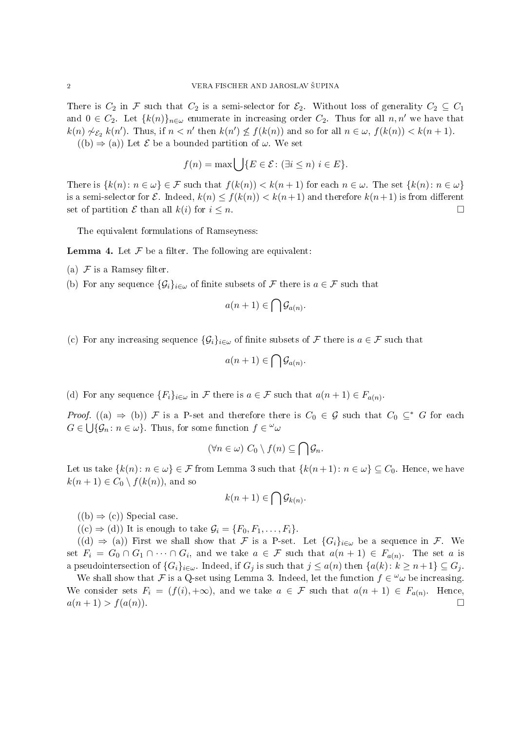There is $C_2$ in $\mathcal{F}$ such that $C_2$ is a semi-selector for $\mathcal{E}_2$. Without loss of generality $C_2 \subseteq C_1$ and $0 \in C_2$. Let $\{k(n)\}_{n\in\omega}$ enumerate in increasing order $C_2$. Thus for all $n, n'$ we have that $k(n) \not\sim_{\mathcal{E}_2} k(n')$. Thus, if $n < n'$ then $k(n') \not\leq f(k(n))$ and so for all $n \in \omega$, $f(k(n)) < k(n+1)$.

((b) $\Rightarrow$ (a)) Let $\mathcal{E}$ be a bounded partition of $\omega$. We set

$$f(n) = \max \bigcup \{E \in \mathcal{E} \colon (\exists i \leq n)\ i \in E\}.$$

There is $\{k(n) \colon n \in \omega\} \in \mathcal{F}$ such that $f(k(n)) < k(n+1)$ for each $n \in \omega$. The set $\{k(n) \colon n \in \omega\}$ is a semi-selector for $\mathcal{E}$. Indeed, $k(n) \leq f(k(n)) < k(n+1)$ and therefore $k(n+1)$ is from different set of partition $\mathcal{E}$ than all $k(i)$ for $i \leq n$. $\square$

The equivalent formulations of Ramseyness:

**Lemma 4.** Let $\mathcal{F}$ be a filter. The following are equivalent:

(a) $\mathcal{F}$ is a Ramsey filter.

(b) For any sequence $\{\mathcal{G}_i\}_{i\in\omega}$ of finite subsets of $\mathcal{F}$ there is $a \in \mathcal{F}$ such that

$$a(n+1) \in \bigcap \mathcal{G}_{a(n)}.$$

(c) For any increasing sequence $\{\mathcal{G}_i\}_{i\in\omega}$ of finite subsets of $\mathcal{F}$ there is $a \in \mathcal{F}$ such that

$$a(n+1) \in \bigcap \mathcal{G}_{a(n)}.$$

(d) For any sequence $\{F_i\}_{i\in\omega}$ in $\mathcal{F}$ there is $a \in \mathcal{F}$ such that $a(n+1) \in F_{a(n)}$.

*Proof.* ((a) $\Rightarrow$ (b)) $\mathcal{F}$ is a P-set and therefore there is $C_0 \in \mathcal{G}$ such that $C_0 \subseteq^* G$ for each $G \in \bigcup\{\mathcal{G}_n \colon n \in \omega\}$. Thus, for some function $f \in {}^\omega\omega$

$$(\forall n \in \omega)\ C_0 \setminus f(n) \subseteq \bigcap \mathcal{G}_n.$$

Let us take $\{k(n) \colon n \in \omega\} \in \mathcal{F}$ from Lemma 3 such that $\{k(n+1) \colon n \in \omega\} \subseteq C_0$. Hence, we have $k(n+1) \in C_0 \setminus f(k(n))$, and so

$$k(n+1) \in \bigcap \mathcal{G}_{k(n)}.$$

((b) $\Rightarrow$ (c)) Special case.

((c) $\Rightarrow$ (d)) It is enough to take $\mathcal{G}_i = \{F_0, F_1, \dots, F_i\}$.

((d) $\Rightarrow$ (a)) First we shall show that $\mathcal{F}$ is a P-set. Let $\{G_i\}_{i\in\omega}$ be a sequence in $\mathcal{F}$. We set $F_i = G_0 \cap G_1 \cap \cdots \cap G_i$, and we take $a \in \mathcal{F}$ such that $a(n+1) \in F_{a(n)}$. The set $a$ is a pseudointersection of $\{G_i\}_{i\in\omega}$. Indeed, if $G_j$ is such that $j \leq a(n)$ then $\{a(k) \colon k \geq n+1\} \subseteq G_j$.

We shall show that $\mathcal{F}$ is a Q-set using Lemma 3. Indeed, let the function $f \in {}^\omega\omega$ be increasing. We consider sets $F_i = (f(i), +\infty)$, and we take $a \in \mathcal{F}$ such that $a(n+1) \in F_{a(n)}$. Hence, $a(n+1) > f(a(n))$. $\square$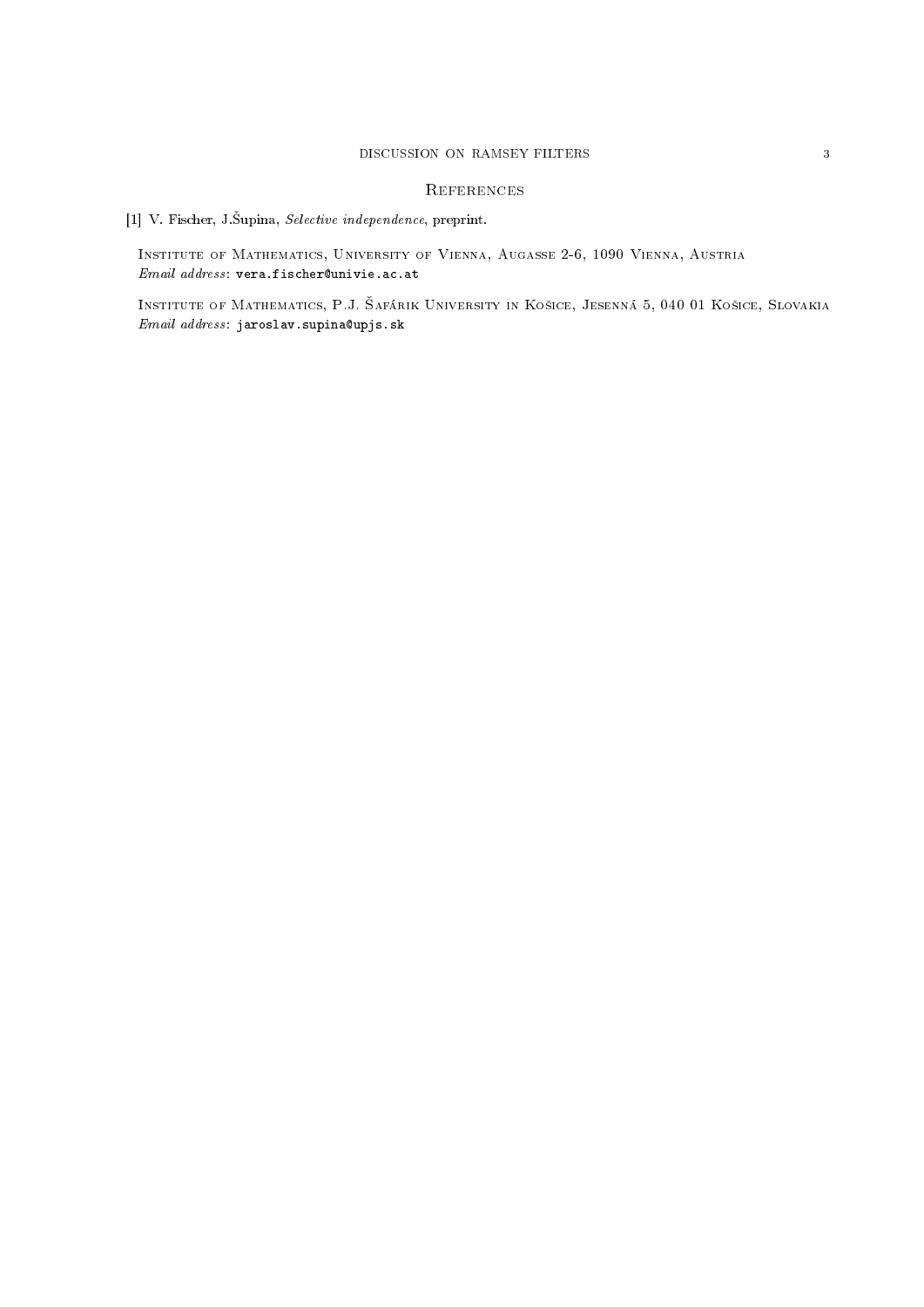## References

[1] V. Fischer, J.Šupina, *Selective independence*, preprint.

Institute of Mathematics, University of Vienna, Augasse 2-6, 1090 Vienna, Austria
*Email address*: `vera.fischer@univie.ac.at`

Institute of Mathematics, P.J. Šafárik University in Košice, Jesenná 5, 040 01 Košice, Slovakia
*Email address*: `jaroslav.supina@upjs.sk`